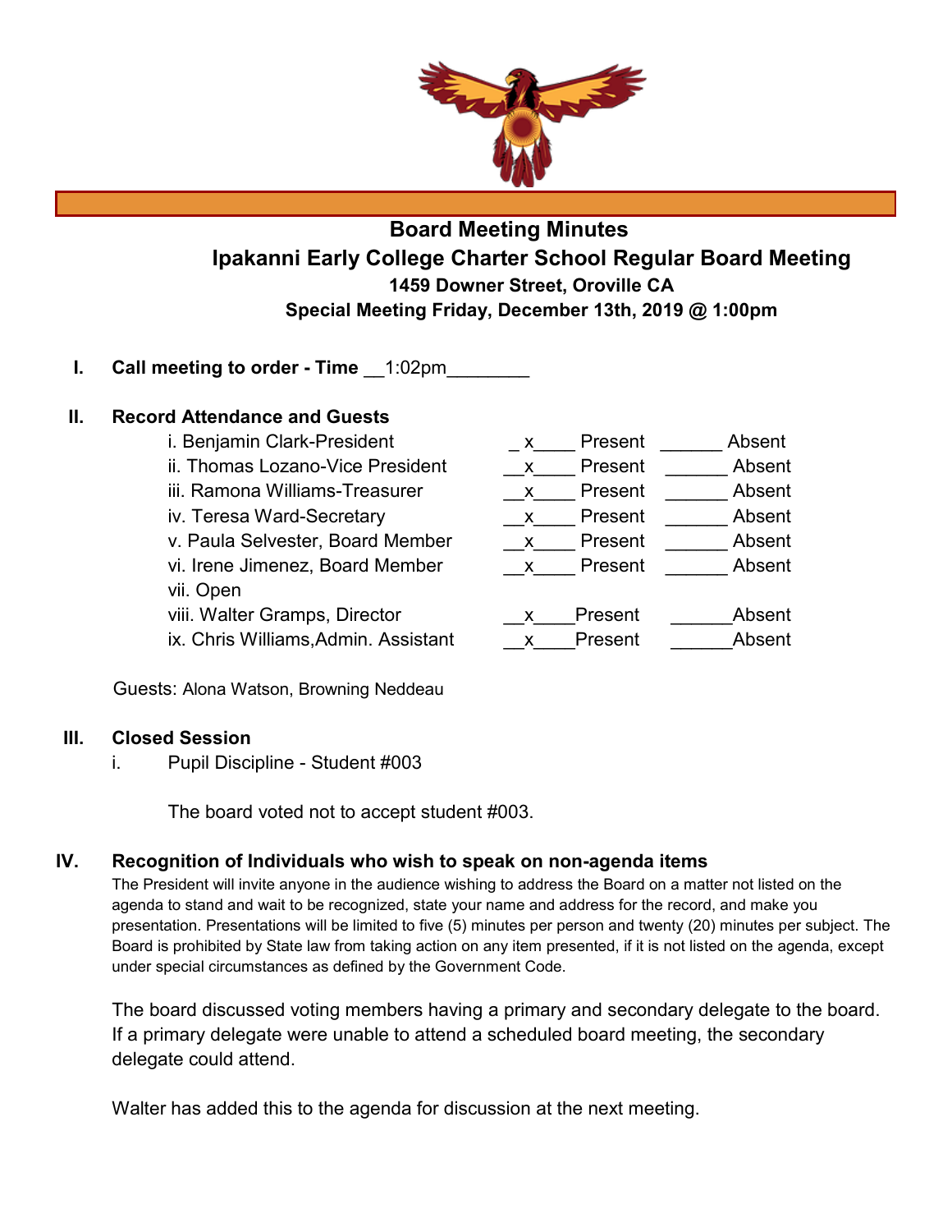# Board Meeting Minutes

## Ipakanni Early College Charter School Regular Board Meeting

**1459 Downer Street, Oroville CA**

**Special Meeting Friday, December 13th, 2019 @ 1:00pm**

**I. Call meeting to order - Time** __1:02pm________

**II. Record Attendance and Guests**

| | Present | Absent |
|---|---|---|
| i. Benjamin Clark-President | x | |
| ii. Thomas Lozano-Vice President | x | |
| iii. Ramona Williams-Treasurer | x | |
| iv. Teresa Ward-Secretary | x | |
| v. Paula Selvester, Board Member | x | |
| vi. Irene Jimenez, Board Member | x | |
| vii. Open | | |
| viii. Walter Gramps, Director | x | |
| ix. Chris Williams,Admin. Assistant | x | |

Guests: Alona Watson, Browning Neddeau

**III. Closed Session**

i. Pupil Discipline - Student #003

The board voted not to accept student #003.

**IV. Recognition of Individuals who wish to speak on non-agenda items**

The President will invite anyone in the audience wishing to address the Board on a matter not listed on the agenda to stand and wait to be recognized, state your name and address for the record, and make you presentation. Presentations will be limited to five (5) minutes per person and twenty (20) minutes per subject. The Board is prohibited by State law from taking action on any item presented, if it is not listed on the agenda, except under special circumstances as defined by the Government Code.

The board discussed voting members having a primary and secondary delegate to the board. If a primary delegate were unable to attend a scheduled board meeting, the secondary delegate could attend.

Walter has added this to the agenda for discussion at the next meeting.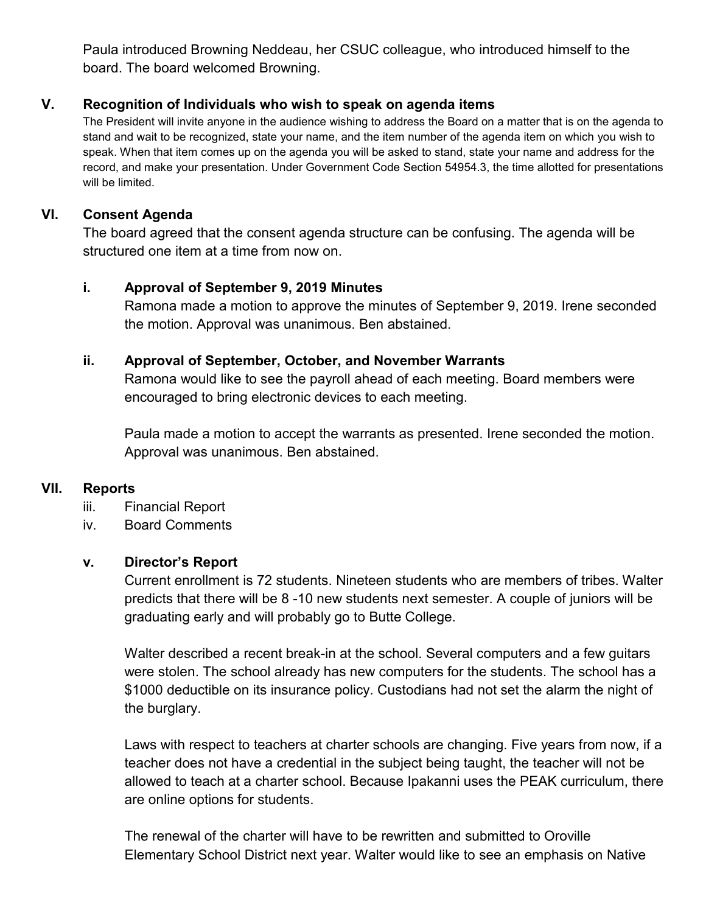Paula introduced Browning Neddeau, her CSUC colleague, who introduced himself to the board. The board welcomed Browning.

## V. Recognition of Individuals who wish to speak on agenda items

The President will invite anyone in the audience wishing to address the Board on a matter that is on the agenda to stand and wait to be recognized, state your name, and the item number of the agenda item on which you wish to speak. When that item comes up on the agenda you will be asked to stand, state your name and address for the record, and make your presentation. Under Government Code Section 54954.3, the time allotted for presentations will be limited.

## VI. Consent Agenda

The board agreed that the consent agenda structure can be confusing. The agenda will be structured one item at a time from now on.

### i. Approval of September 9, 2019 Minutes

Ramona made a motion to approve the minutes of September 9, 2019. Irene seconded the motion. Approval was unanimous. Ben abstained.

### ii. Approval of September, October, and November Warrants

Ramona would like to see the payroll ahead of each meeting. Board members were encouraged to bring electronic devices to each meeting.

Paula made a motion to accept the warrants as presented. Irene seconded the motion. Approval was unanimous. Ben abstained.

## VII. Reports

iii. Financial Report

iv. Board Comments

### v. Director's Report

Current enrollment is 72 students. Nineteen students who are members of tribes. Walter predicts that there will be 8 -10 new students next semester. A couple of juniors will be graduating early and will probably go to Butte College.

Walter described a recent break-in at the school. Several computers and a few guitars were stolen. The school already has new computers for the students. The school has a $1000 deductible on its insurance policy. Custodians had not set the alarm the night of the burglary.

Laws with respect to teachers at charter schools are changing. Five years from now, if a teacher does not have a credential in the subject being taught, the teacher will not be allowed to teach at a charter school. Because Ipakanni uses the PEAK curriculum, there are online options for students.

The renewal of the charter will have to be rewritten and submitted to Oroville Elementary School District next year. Walter would like to see an emphasis on Native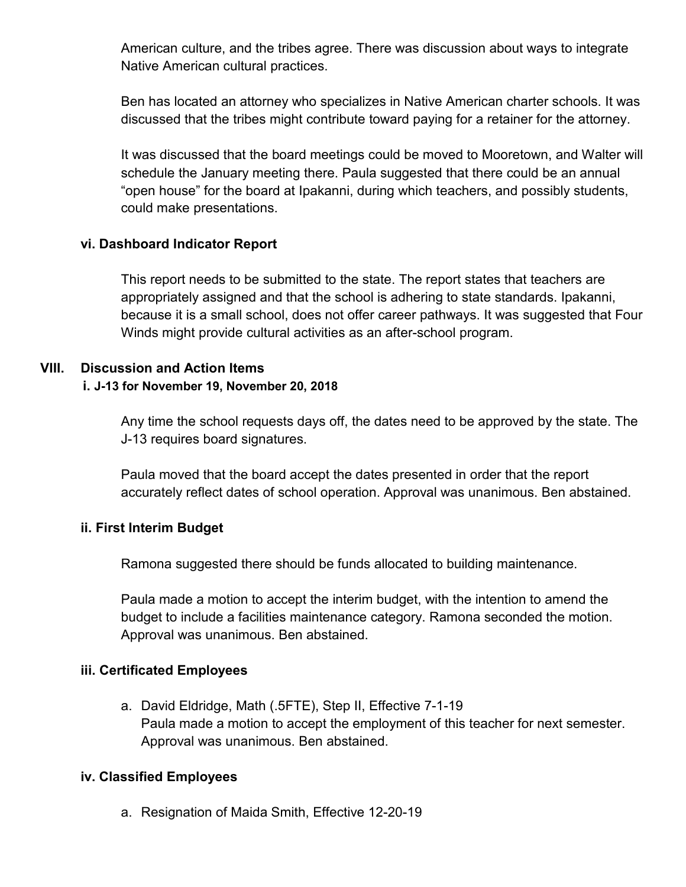American culture, and the tribes agree. There was discussion about ways to integrate Native American cultural practices.

Ben has located an attorney who specializes in Native American charter schools. It was discussed that the tribes might contribute toward paying for a retainer for the attorney.

It was discussed that the board meetings could be moved to Mooretown, and Walter will schedule the January meeting there. Paula suggested that there could be an annual "open house" for the board at Ipakanni, during which teachers, and possibly students, could make presentations.

### vi. Dashboard Indicator Report

This report needs to be submitted to the state. The report states that teachers are appropriately assigned and that the school is adhering to state standards. Ipakanni, because it is a small school, does not offer career pathways. It was suggested that Four Winds might provide cultural activities as an after-school program.

## VIII. Discussion and Action Items

### i. J-13 for November 19, November 20, 2018

Any time the school requests days off, the dates need to be approved by the state. The J-13 requires board signatures.

Paula moved that the board accept the dates presented in order that the report accurately reflect dates of school operation. Approval was unanimous. Ben abstained.

### ii. First Interim Budget

Ramona suggested there should be funds allocated to building maintenance.

Paula made a motion to accept the interim budget, with the intention to amend the budget to include a facilities maintenance category. Ramona seconded the motion. Approval was unanimous. Ben abstained.

### iii. Certificated Employees

a. David Eldridge, Math (.5FTE), Step II, Effective 7-1-19
   Paula made a motion to accept the employment of this teacher for next semester. Approval was unanimous. Ben abstained.

### iv. Classified Employees

a. Resignation of Maida Smith, Effective 12-20-19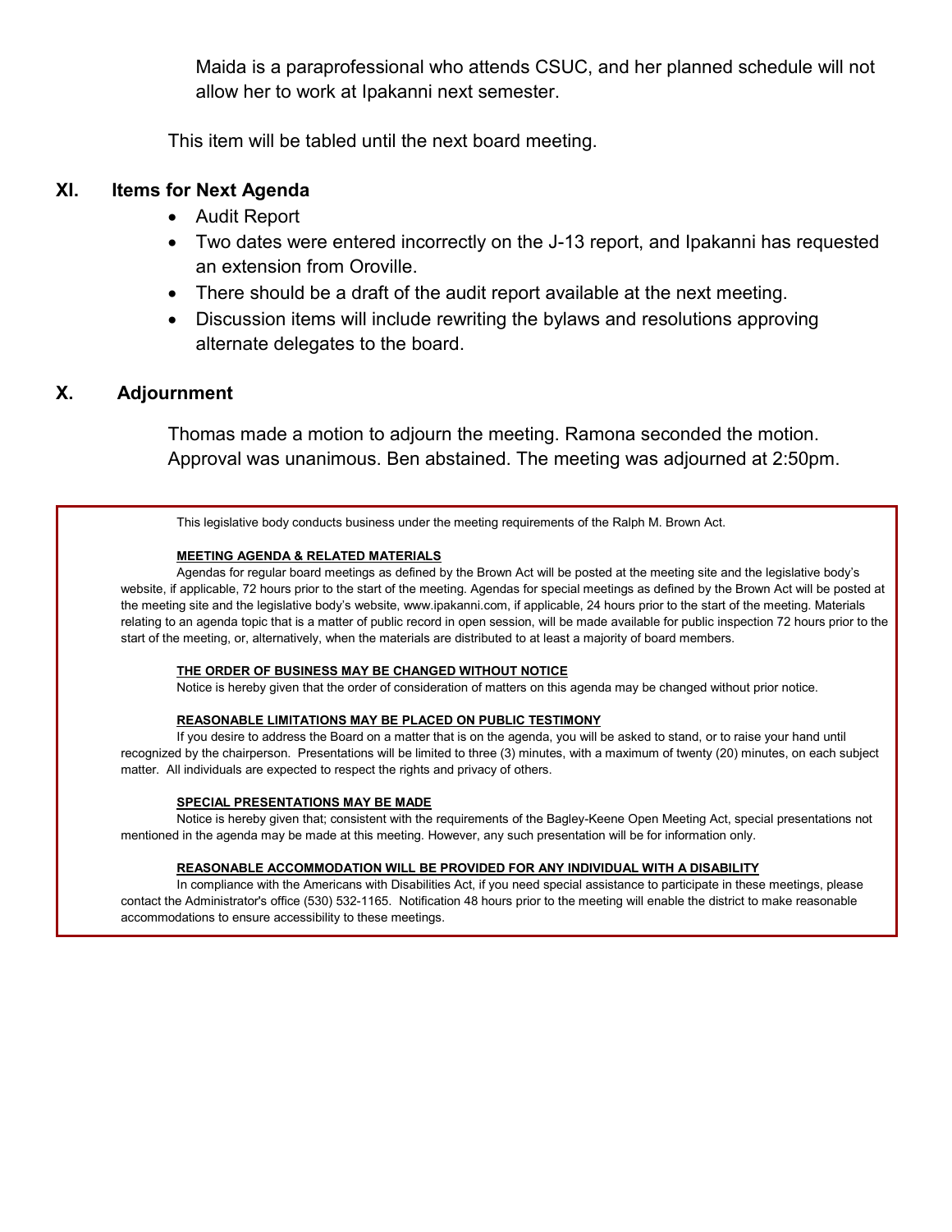Maida is a paraprofessional who attends CSUC, and her planned schedule will not allow her to work at Ipakanni next semester.

This item will be tabled until the next board meeting.

## XI. Items for Next Agenda

- Audit Report
- Two dates were entered incorrectly on the J-13 report, and Ipakanni has requested an extension from Oroville.
- There should be a draft of the audit report available at the next meeting.
- Discussion items will include rewriting the bylaws and resolutions approving alternate delegates to the board.

## X. Adjournment

Thomas made a motion to adjourn the meeting. Ramona seconded the motion. Approval was unanimous. Ben abstained. The meeting was adjourned at 2:50pm.

---

This legislative body conducts business under the meeting requirements of the Ralph M. Brown Act.

**MEETING AGENDA & RELATED MATERIALS**

Agendas for regular board meetings as defined by the Brown Act will be posted at the meeting site and the legislative body's website, if applicable, 72 hours prior to the start of the meeting. Agendas for special meetings as defined by the Brown Act will be posted at the meeting site and the legislative body's website, www.ipakanni.com, if applicable, 24 hours prior to the start of the meeting. Materials relating to an agenda topic that is a matter of public record in open session, will be made available for public inspection 72 hours prior to the start of the meeting, or, alternatively, when the materials are distributed to at least a majority of board members.

**THE ORDER OF BUSINESS MAY BE CHANGED WITHOUT NOTICE**

Notice is hereby given that the order of consideration of matters on this agenda may be changed without prior notice.

**REASONABLE LIMITATIONS MAY BE PLACED ON PUBLIC TESTIMONY**

If you desire to address the Board on a matter that is on the agenda, you will be asked to stand, or to raise your hand until recognized by the chairperson. Presentations will be limited to three (3) minutes, with a maximum of twenty (20) minutes, on each subject matter. All individuals are expected to respect the rights and privacy of others.

**SPECIAL PRESENTATIONS MAY BE MADE**

Notice is hereby given that; consistent with the requirements of the Bagley-Keene Open Meeting Act, special presentations not mentioned in the agenda may be made at this meeting. However, any such presentation will be for information only.

**REASONABLE ACCOMMODATION WILL BE PROVIDED FOR ANY INDIVIDUAL WITH A DISABILITY**

In compliance with the Americans with Disabilities Act, if you need special assistance to participate in these meetings, please contact the Administrator's office (530) 532-1165. Notification 48 hours prior to the meeting will enable the district to make reasonable accommodations to ensure accessibility to these meetings.